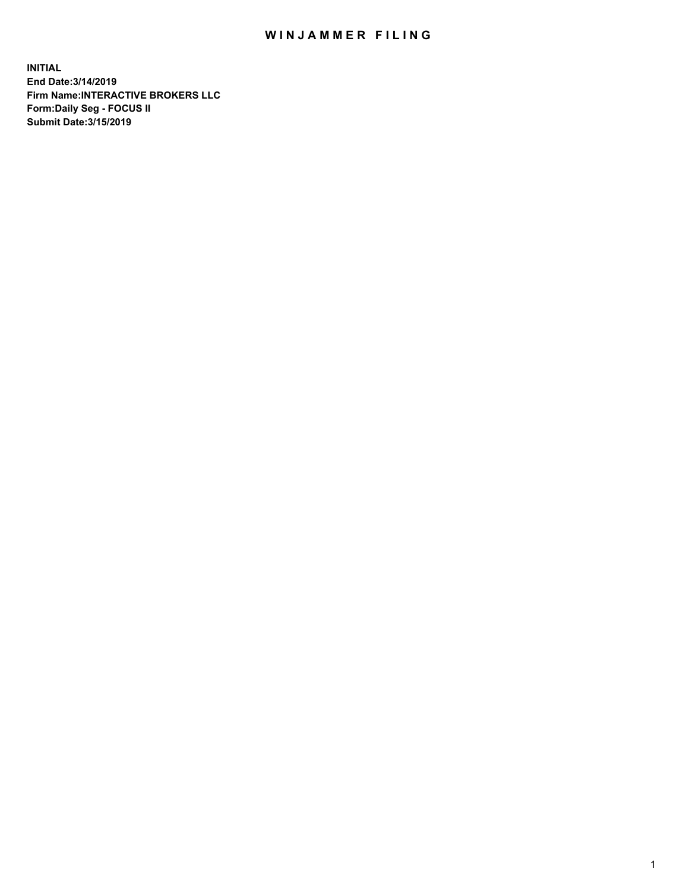# WINJAMMER FILING

**INITIAL**
**End Date:3/14/2019**
**Firm Name:INTERACTIVE BROKERS LLC**
**Form:Daily Seg - FOCUS II**
**Submit Date:3/15/2019**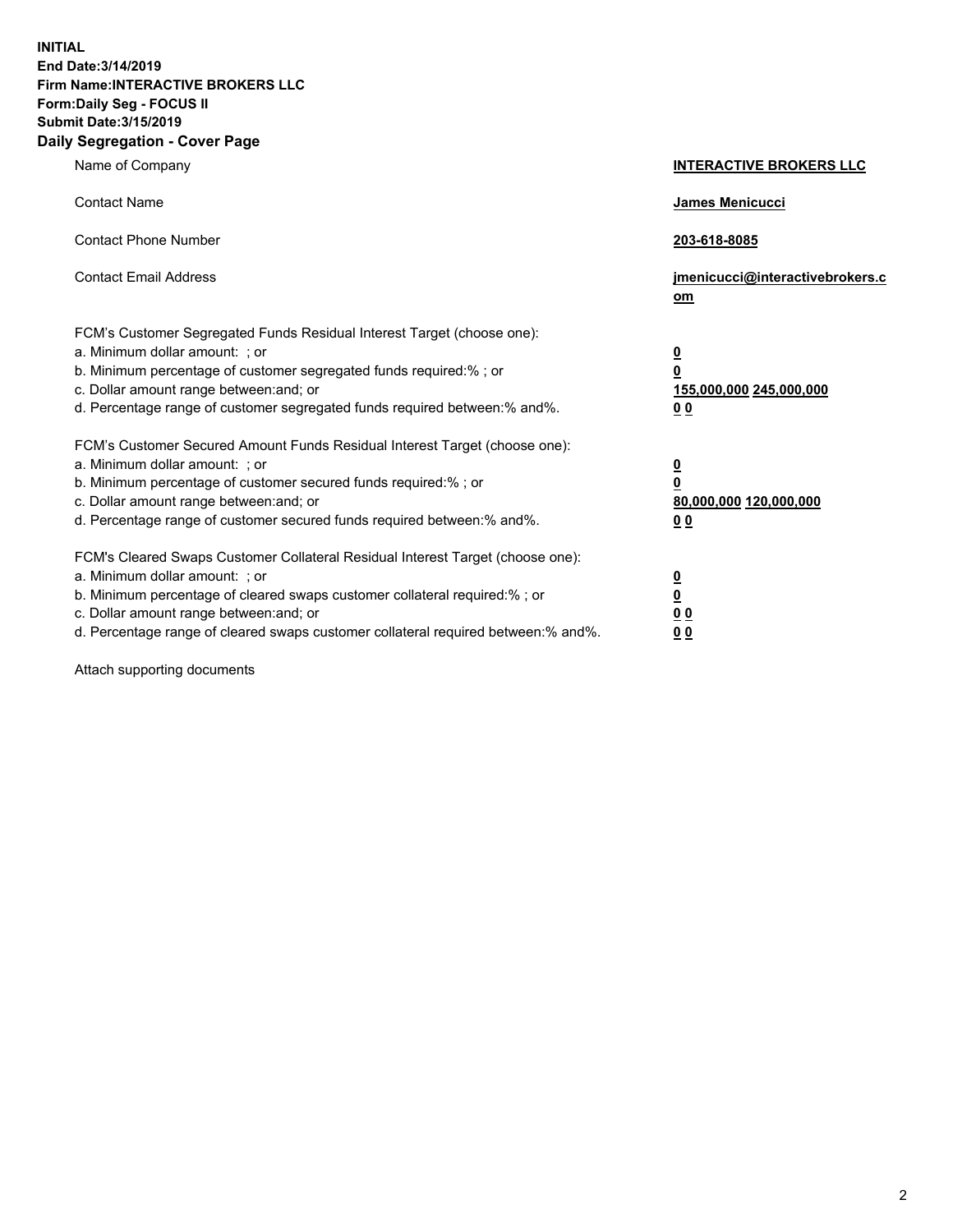**INITIAL**
**End Date:3/14/2019**
**Firm Name:INTERACTIVE BROKERS LLC**
**Form:Daily Seg - FOCUS II**
**Submit Date:3/15/2019**

## Daily Segregation - Cover Page

| | |
|---|---|
| Name of Company | **INTERACTIVE BROKERS LLC** |
| Contact Name | **James Menicucci** |
| Contact Phone Number | **203-618-8085** |
| Contact Email Address | **jmenicucci@interactivebrokers.com** |

FCM's Customer Segregated Funds Residual Interest Target (choose one):

| | |
|---|---|
| a. Minimum dollar amount: ; or | **0** |
| b. Minimum percentage of customer segregated funds required:% ; or | **0** |
| c. Dollar amount range between:and; or | **155,000,000 245,000,000** |
| d. Percentage range of customer segregated funds required between:% and%. | **0 0** |

FCM's Customer Secured Amount Funds Residual Interest Target (choose one):

| | |
|---|---|
| a. Minimum dollar amount: ; or | **0** |
| b. Minimum percentage of customer secured funds required:% ; or | **0** |
| c. Dollar amount range between:and; or | **80,000,000 120,000,000** |
| d. Percentage range of customer secured funds required between:% and%. | **0 0** |

FCM's Cleared Swaps Customer Collateral Residual Interest Target (choose one):

| | |
|---|---|
| a. Minimum dollar amount: ; or | **0** |
| b. Minimum percentage of cleared swaps customer collateral required:% ; or | **0** |
| c. Dollar amount range between:and; or | **0 0** |
| d. Percentage range of cleared swaps customer collateral required between:% and%. | **0 0** |

Attach supporting documents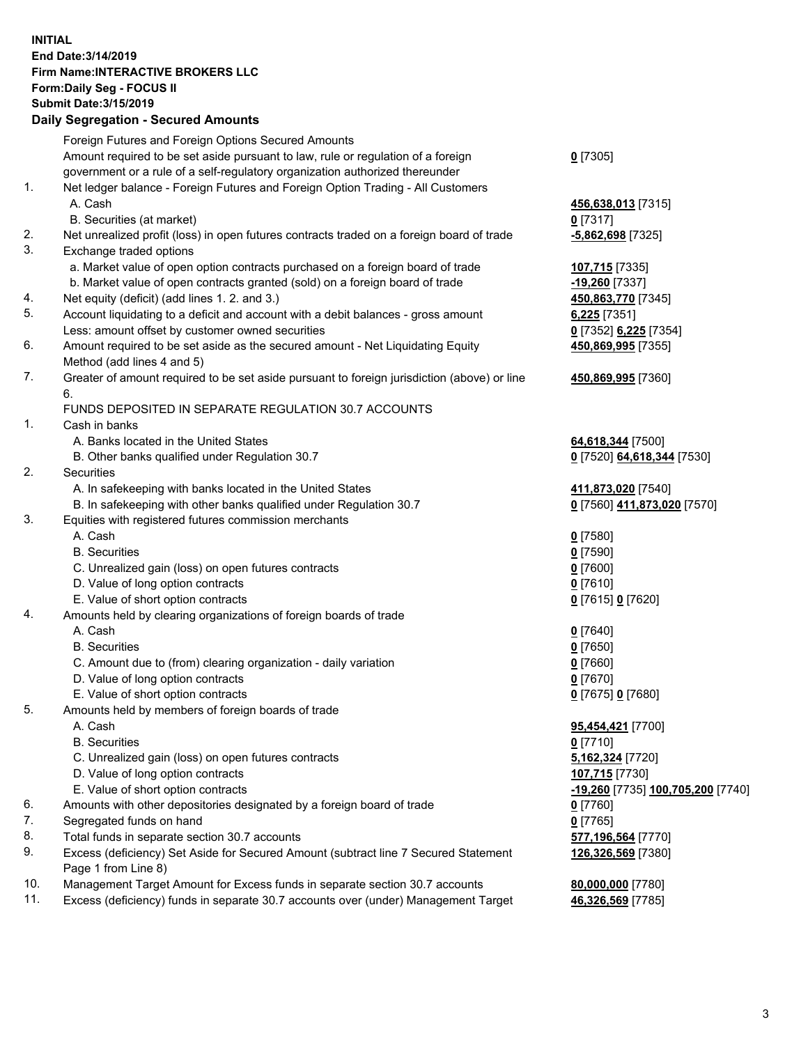**INITIAL**
**End Date:3/14/2019**
**Firm Name:INTERACTIVE BROKERS LLC**
**Form:Daily Seg - FOCUS II**
**Submit Date:3/15/2019**

## Daily Segregation - Secured Amounts

| | | |
|---|---|---|
| | Foreign Futures and Foreign Options Secured Amounts | |
| | Amount required to be set aside pursuant to law, rule or regulation of a foreign government or a rule of a self-regulatory organization authorized thereunder | **0** [7305] |
| 1. | Net ledger balance - Foreign Futures and Foreign Option Trading - All Customers | |
| | A. Cash | **456,638,013** [7315] |
| | B. Securities (at market) | **0** [7317] |
| 2. | Net unrealized profit (loss) in open futures contracts traded on a foreign board of trade | **-5,862,698** [7325] |
| 3. | Exchange traded options | |
| | a. Market value of open option contracts purchased on a foreign board of trade | **107,715** [7335] |
| | b. Market value of open contracts granted (sold) on a foreign board of trade | **-19,260** [7337] |
| 4. | Net equity (deficit) (add lines 1. 2. and 3.) | **450,863,770** [7345] |
| 5. | Account liquidating to a deficit and account with a debit balances - gross amount | **6,225** [7351] |
| | Less: amount offset by customer owned securities | **0** [7352] **6,225** [7354] |
| 6. | Amount required to be set aside as the secured amount - Net Liquidating Equity Method (add lines 4 and 5) | **450,869,995** [7355] |
| 7. | Greater of amount required to be set aside pursuant to foreign jurisdiction (above) or line 6. | **450,869,995** [7360] |
| | FUNDS DEPOSITED IN SEPARATE REGULATION 30.7 ACCOUNTS | |
| 1. | Cash in banks | |
| | A. Banks located in the United States | **64,618,344** [7500] |
| | B. Other banks qualified under Regulation 30.7 | **0** [7520] **64,618,344** [7530] |
| 2. | Securities | |
| | A. In safekeeping with banks located in the United States | **411,873,020** [7540] |
| | B. In safekeeping with other banks qualified under Regulation 30.7 | **0** [7560] **411,873,020** [7570] |
| 3. | Equities with registered futures commission merchants | |
| | A. Cash | **0** [7580] |
| | B. Securities | **0** [7590] |
| | C. Unrealized gain (loss) on open futures contracts | **0** [7600] |
| | D. Value of long option contracts | **0** [7610] |
| | E. Value of short option contracts | **0** [7615] **0** [7620] |
| 4. | Amounts held by clearing organizations of foreign boards of trade | |
| | A. Cash | **0** [7640] |
| | B. Securities | **0** [7650] |
| | C. Amount due to (from) clearing organization - daily variation | **0** [7660] |
| | D. Value of long option contracts | **0** [7670] |
| | E. Value of short option contracts | **0** [7675] **0** [7680] |
| 5. | Amounts held by members of foreign boards of trade | |
| | A. Cash | **95,454,421** [7700] |
| | B. Securities | **0** [7710] |
| | C. Unrealized gain (loss) on open futures contracts | **5,162,324** [7720] |
| | D. Value of long option contracts | **107,715** [7730] |
| | E. Value of short option contracts | **-19,260** [7735] **100,705,200** [7740] |
| 6. | Amounts with other depositories designated by a foreign board of trade | **0** [7760] |
| 7. | Segregated funds on hand | **0** [7765] |
| 8. | Total funds in separate section 30.7 accounts | **577,196,564** [7770] |
| 9. | Excess (deficiency) Set Aside for Secured Amount (subtract line 7 Secured Statement Page 1 from Line 8) | **126,326,569** [7380] |
| 10. | Management Target Amount for Excess funds in separate section 30.7 accounts | **80,000,000** [7780] |
| 11. | Excess (deficiency) funds in separate 30.7 accounts over (under) Management Target | **46,326,569** [7785] |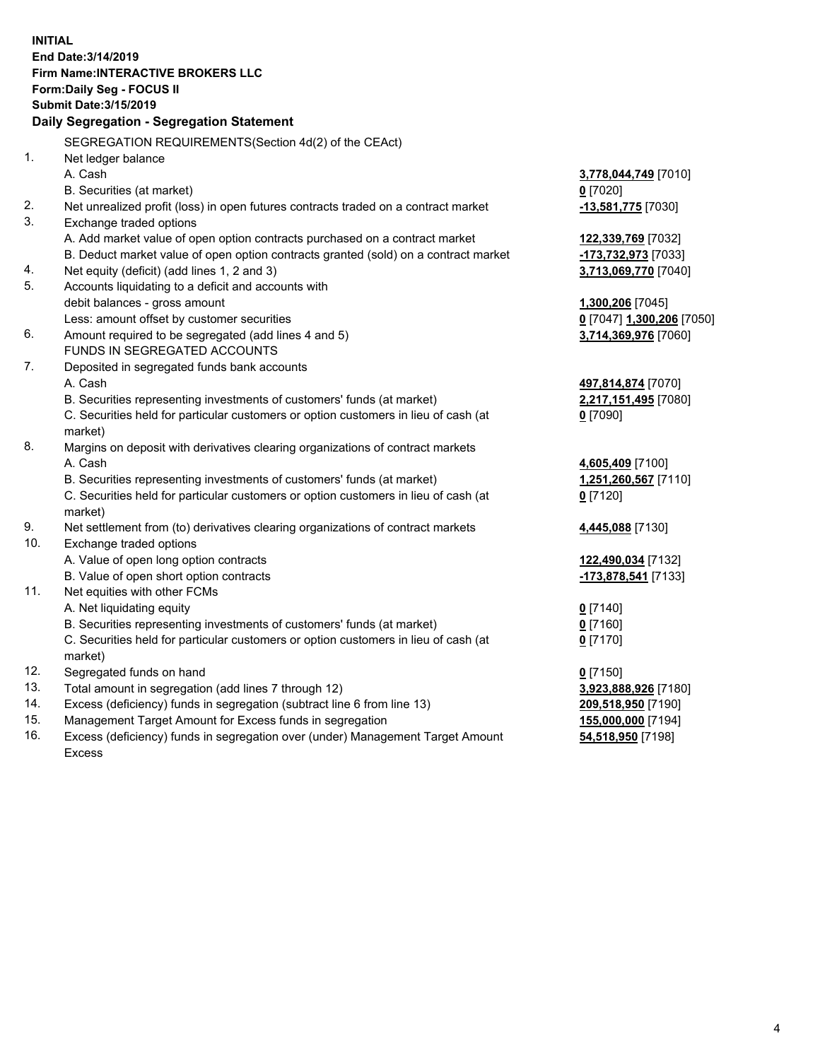**INITIAL**
**End Date:3/14/2019**
**Firm Name:INTERACTIVE BROKERS LLC**
**Form:Daily Seg - FOCUS II**
**Submit Date:3/15/2019**

**Daily Segregation - Segregation Statement**

| | | |
|---|---|---|
| | SEGREGATION REQUIREMENTS(Section 4d(2) of the CEAct) | |
| 1. | Net ledger balance | |
| | A. Cash | **3,778,044,749** [7010] |
| | B. Securities (at market) | **0** [7020] |
| 2. | Net unrealized profit (loss) in open futures contracts traded on a contract market | **-13,581,775** [7030] |
| 3. | Exchange traded options | |
| | A. Add market value of open option contracts purchased on a contract market | **122,339,769** [7032] |
| | B. Deduct market value of open option contracts granted (sold) on a contract market | **-173,732,973** [7033] |
| 4. | Net equity (deficit) (add lines 1, 2 and 3) | **3,713,069,770** [7040] |
| 5. | Accounts liquidating to a deficit and accounts with | |
| | debit balances - gross amount | **1,300,206** [7045] |
| | Less: amount offset by customer securities | **0** [7047] **1,300,206** [7050] |
| 6. | Amount required to be segregated (add lines 4 and 5) | **3,714,369,976** [7060] |
| | FUNDS IN SEGREGATED ACCOUNTS | |
| 7. | Deposited in segregated funds bank accounts | |
| | A. Cash | **497,814,874** [7070] |
| | B. Securities representing investments of customers' funds (at market) | **2,217,151,495** [7080] |
| | C. Securities held for particular customers or option customers in lieu of cash (at market) | **0** [7090] |
| 8. | Margins on deposit with derivatives clearing organizations of contract markets | |
| | A. Cash | **4,605,409** [7100] |
| | B. Securities representing investments of customers' funds (at market) | **1,251,260,567** [7110] |
| | C. Securities held for particular customers or option customers in lieu of cash (at market) | **0** [7120] |
| 9. | Net settlement from (to) derivatives clearing organizations of contract markets | **4,445,088** [7130] |
| 10. | Exchange traded options | |
| | A. Value of open long option contracts | **122,490,034** [7132] |
| | B. Value of open short option contracts | **-173,878,541** [7133] |
| 11. | Net equities with other FCMs | |
| | A. Net liquidating equity | **0** [7140] |
| | B. Securities representing investments of customers' funds (at market) | **0** [7160] |
| | C. Securities held for particular customers or option customers in lieu of cash (at market) | **0** [7170] |
| 12. | Segregated funds on hand | **0** [7150] |
| 13. | Total amount in segregation (add lines 7 through 12) | **3,923,888,926** [7180] |
| 14. | Excess (deficiency) funds in segregation (subtract line 6 from line 13) | **209,518,950** [7190] |
| 15. | Management Target Amount for Excess funds in segregation | **155,000,000** [7194] |
| 16. | Excess (deficiency) funds in segregation over (under) Management Target Amount Excess | **54,518,950** [7198] |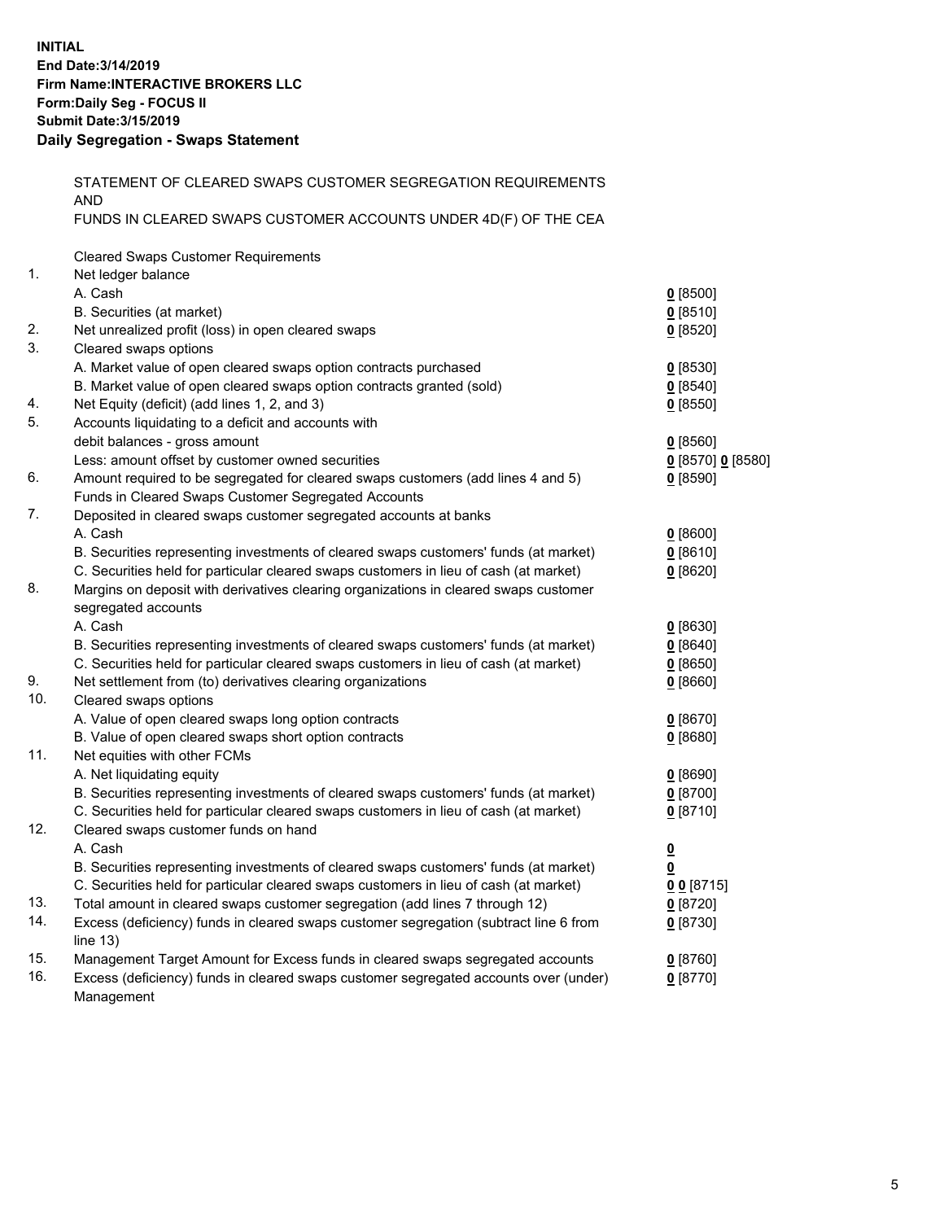**INITIAL**
**End Date:3/14/2019**
**Firm Name:INTERACTIVE BROKERS LLC**
**Form:Daily Seg - FOCUS II**
**Submit Date:3/15/2019**
**Daily Segregation - Swaps Statement**

STATEMENT OF CLEARED SWAPS CUSTOMER SEGREGATION REQUIREMENTS AND FUNDS IN CLEARED SWAPS CUSTOMER ACCOUNTS UNDER 4D(F) OF THE CEA

| | | |
|---|---|---|
| | Cleared Swaps Customer Requirements | |
| 1. | Net ledger balance | |
| | A. Cash | 0 [8500] |
| | B. Securities (at market) | 0 [8510] |
| 2. | Net unrealized profit (loss) in open cleared swaps | 0 [8520] |
| 3. | Cleared swaps options | |
| | A. Market value of open cleared swaps option contracts purchased | 0 [8530] |
| | B. Market value of open cleared swaps option contracts granted (sold) | 0 [8540] |
| 4. | Net Equity (deficit) (add lines 1, 2, and 3) | 0 [8550] |
| 5. | Accounts liquidating to a deficit and accounts with debit balances - gross amount | 0 [8560] |
| | Less: amount offset by customer owned securities | 0 [8570] 0 [8580] |
| 6. | Amount required to be segregated for cleared swaps customers (add lines 4 and 5) | 0 [8590] |
| | Funds in Cleared Swaps Customer Segregated Accounts | |
| 7. | Deposited in cleared swaps customer segregated accounts at banks | |
| | A. Cash | 0 [8600] |
| | B. Securities representing investments of cleared swaps customers' funds (at market) | 0 [8610] |
| | C. Securities held for particular cleared swaps customers in lieu of cash (at market) | 0 [8620] |
| 8. | Margins on deposit with derivatives clearing organizations in cleared swaps customer segregated accounts | |
| | A. Cash | 0 [8630] |
| | B. Securities representing investments of cleared swaps customers' funds (at market) | 0 [8640] |
| | C. Securities held for particular cleared swaps customers in lieu of cash (at market) | 0 [8650] |
| 9. | Net settlement from (to) derivatives clearing organizations | 0 [8660] |
| 10. | Cleared swaps options | |
| | A. Value of open cleared swaps long option contracts | 0 [8670] |
| | B. Value of open cleared swaps short option contracts | 0 [8680] |
| 11. | Net equities with other FCMs | |
| | A. Net liquidating equity | 0 [8690] |
| | B. Securities representing investments of cleared swaps customers' funds (at market) | 0 [8700] |
| | C. Securities held for particular cleared swaps customers in lieu of cash (at market) | 0 [8710] |
| 12. | Cleared swaps customer funds on hand | |
| | A. Cash | 0 |
| | B. Securities representing investments of cleared swaps customers' funds (at market) | 0 |
| | C. Securities held for particular cleared swaps customers in lieu of cash (at market) | 0 0 [8715] |
| 13. | Total amount in cleared swaps customer segregation (add lines 7 through 12) | 0 [8720] |
| 14. | Excess (deficiency) funds in cleared swaps customer segregation (subtract line 6 from line 13) | 0 [8730] |
| 15. | Management Target Amount for Excess funds in cleared swaps segregated accounts | 0 [8760] |
| 16. | Excess (deficiency) funds in cleared swaps customer segregated accounts over (under) Management | 0 [8770] |